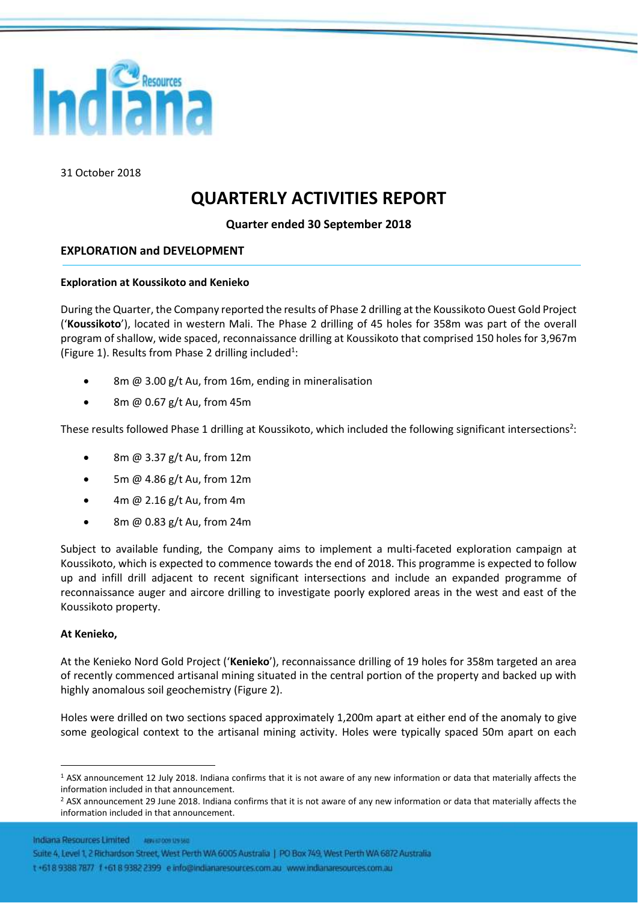31 October 2018

# QUARTERLY ACTIVITIES REPORT

**Quarter ended 30 September 2018**

## EXPLORATION and DEVELOPMENT

**Exploration at Koussikoto and Kenieko**

During the Quarter, the Company reported the results of Phase 2 drilling at the Koussikoto Ouest Gold Project ('**Koussikoto**'), located in western Mali. The Phase 2 drilling of 45 holes for 358m was part of the overall program of shallow, wide spaced, reconnaissance drilling at Koussikoto that comprised 150 holes for 3,967m (Figure 1). Results from Phase 2 drilling included[1]:

- 8m @ 3.00 g/t Au, from 16m, ending in mineralisation
- 8m @ 0.67 g/t Au, from 45m

These results followed Phase 1 drilling at Koussikoto, which included the following significant intersections[2]:

- 8m @ 3.37 g/t Au, from 12m
- 5m @ 4.86 g/t Au, from 12m
- 4m @ 2.16 g/t Au, from 4m
- 8m @ 0.83 g/t Au, from 24m

Subject to available funding, the Company aims to implement a multi-faceted exploration campaign at Koussikoto, which is expected to commence towards the end of 2018. This programme is expected to follow up and infill drill adjacent to recent significant intersections and include an expanded programme of reconnaissance auger and aircore drilling to investigate poorly explored areas in the west and east of the Koussikoto property.

**At Kenieko,**

At the Kenieko Nord Gold Project ('**Kenieko**'), reconnaissance drilling of 19 holes for 358m targeted an area of recently commenced artisanal mining situated in the central portion of the property and backed up with highly anomalous soil geochemistry (Figure 2).

Holes were drilled on two sections spaced approximately 1,200m apart at either end of the anomaly to give some geological context to the artisanal mining activity. Holes were typically spaced 50m apart on each

[1] ASX announcement 12 July 2018. Indiana confirms that it is not aware of any new information or data that materially affects the information included in that announcement.

[2] ASX announcement 29 June 2018. Indiana confirms that it is not aware of any new information or data that materially affects the information included in that announcement.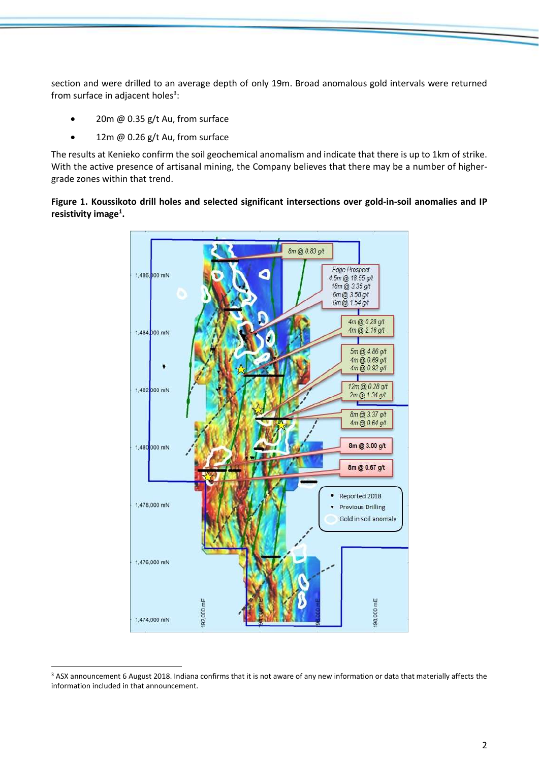section and were drilled to an average depth of only 19m. Broad anomalous gold intervals were returned from surface in adjacent holes[3]:

- 20m @ 0.35 g/t Au, from surface
- 12m @ 0.26 g/t Au, from surface

The results at Kenieko confirm the soil geochemical anomalism and indicate that there is up to 1km of strike. With the active presence of artisanal mining, the Company believes that there may be a number of higher-grade zones within that trend.

**Figure 1. Koussikoto drill holes and selected significant intersections over gold-in-soil anomalies and IP resistivity image[1].**

[3] ASX announcement 6 August 2018. Indiana confirms that it is not aware of any new information or data that materially affects the information included in that announcement.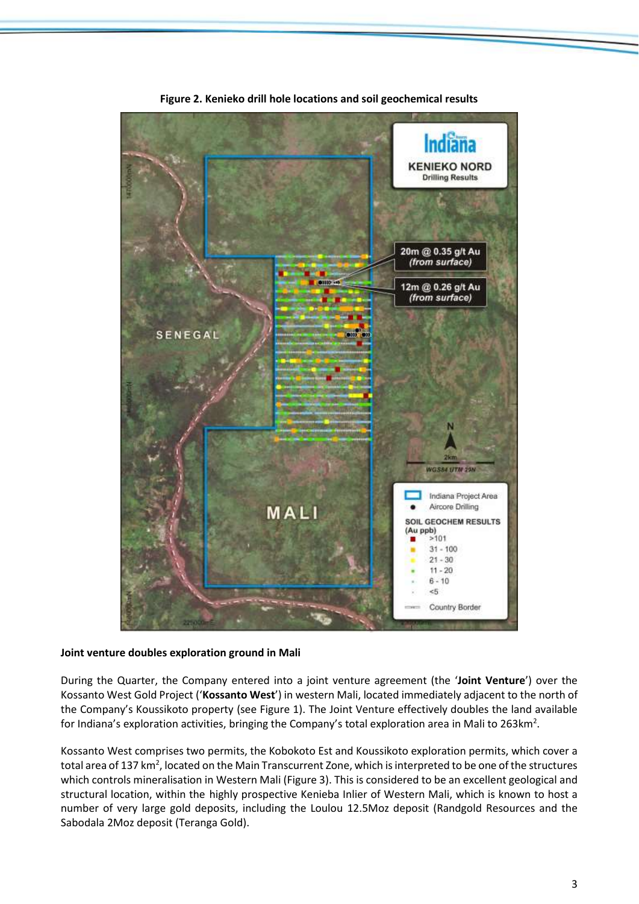**Figure 2. Kenieko drill hole locations and soil geochemical results**

**Joint venture doubles exploration ground in Mali**

During the Quarter, the Company entered into a joint venture agreement (the '**Joint Venture**') over the Kossanto West Gold Project ('**Kossanto West**') in western Mali, located immediately adjacent to the north of the Company's Koussikoto property (see Figure 1). The Joint Venture effectively doubles the land available for Indiana's exploration activities, bringing the Company's total exploration area in Mali to 263km$^2$.

Kossanto West comprises two permits, the Kobokoto Est and Koussikoto exploration permits, which cover a total area of 137 km$^2$, located on the Main Transcurrent Zone, which is interpreted to be one of the structures which controls mineralisation in Western Mali (Figure 3). This is considered to be an excellent geological and structural location, within the highly prospective Kenieba Inlier of Western Mali, which is known to host a number of very large gold deposits, including the Loulou 12.5Moz deposit (Randgold Resources and the Sabodala 2Moz deposit (Teranga Gold).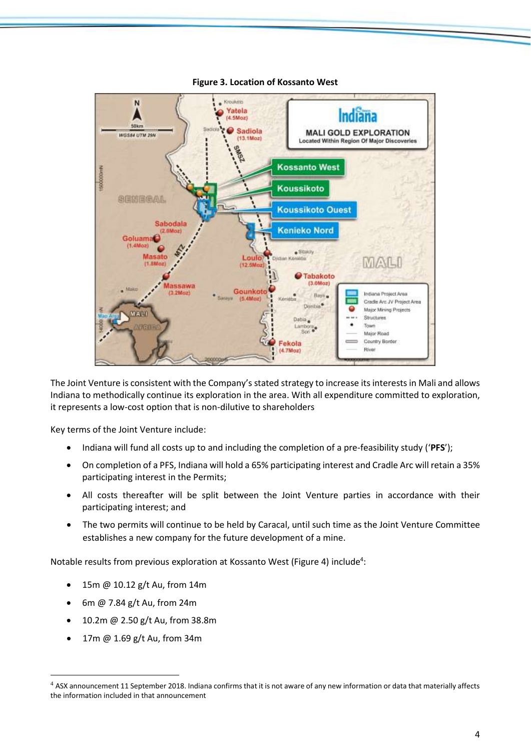**Figure 3. Location of Kossanto West**

The Joint Venture is consistent with the Company's stated strategy to increase its interests in Mali and allows Indiana to methodically continue its exploration in the area. With all expenditure committed to exploration, it represents a low-cost option that is non-dilutive to shareholders

Key terms of the Joint Venture include:

- Indiana will fund all costs up to and including the completion of a pre-feasibility study ('**PFS**');
- On completion of a PFS, Indiana will hold a 65% participating interest and Cradle Arc will retain a 35% participating interest in the Permits;
- All costs thereafter will be split between the Joint Venture parties in accordance with their participating interest; and
- The two permits will continue to be held by Caracal, until such time as the Joint Venture Committee establishes a new company for the future development of a mine.

Notable results from previous exploration at Kossanto West (Figure 4) include[4]:

- 15m @ 10.12 g/t Au, from 14m
- 6m @ 7.84 g/t Au, from 24m
- 10.2m @ 2.50 g/t Au, from 38.8m
- 17m @ 1.69 g/t Au, from 34m

[4] ASX announcement 11 September 2018. Indiana confirms that it is not aware of any new information or data that materially affects the information included in that announcement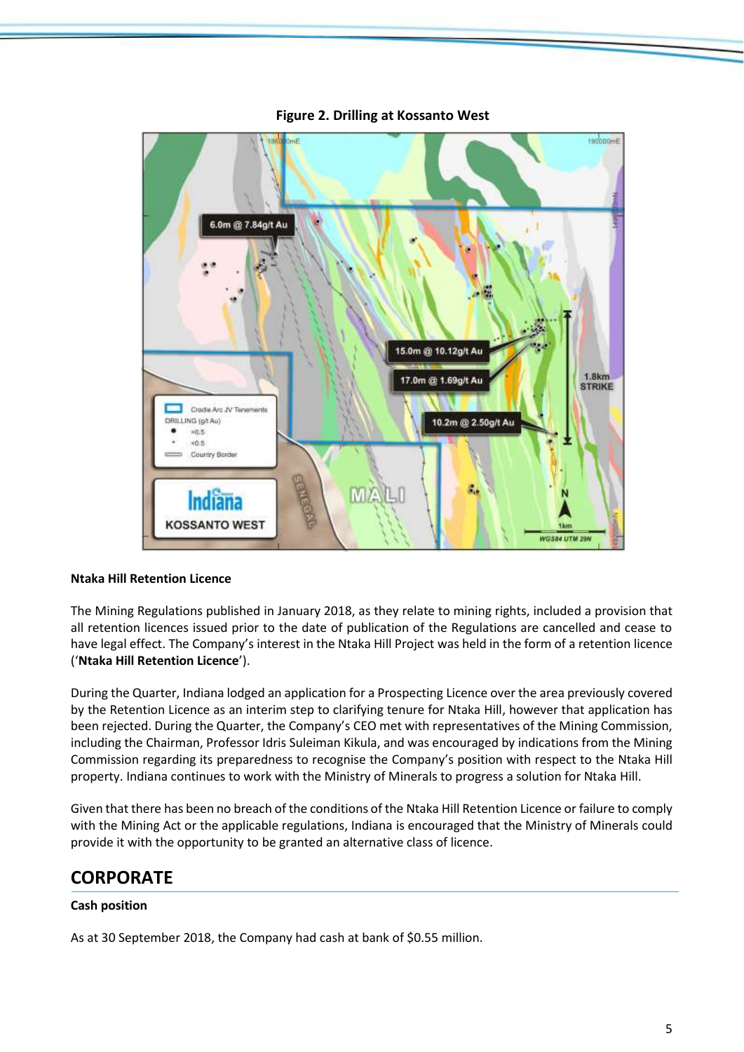**Figure 2. Drilling at Kossanto West**

### Ntaka Hill Retention Licence

The Mining Regulations published in January 2018, as they relate to mining rights, included a provision that all retention licences issued prior to the date of publication of the Regulations are cancelled and cease to have legal effect. The Company's interest in the Ntaka Hill Project was held in the form of a retention licence ('**Ntaka Hill Retention Licence**').

During the Quarter, Indiana lodged an application for a Prospecting Licence over the area previously covered by the Retention Licence as an interim step to clarifying tenure for Ntaka Hill, however that application has been rejected. During the Quarter, the Company's CEO met with representatives of the Mining Commission, including the Chairman, Professor Idris Suleiman Kikula, and was encouraged by indications from the Mining Commission regarding its preparedness to recognise the Company's position with respect to the Ntaka Hill property. Indiana continues to work with the Ministry of Minerals to progress a solution for Ntaka Hill.

Given that there has been no breach of the conditions of the Ntaka Hill Retention Licence or failure to comply with the Mining Act or the applicable regulations, Indiana is encouraged that the Ministry of Minerals could provide it with the opportunity to be granted an alternative class of licence.

## CORPORATE

### Cash position

As at 30 September 2018, the Company had cash at bank of $0.55 million.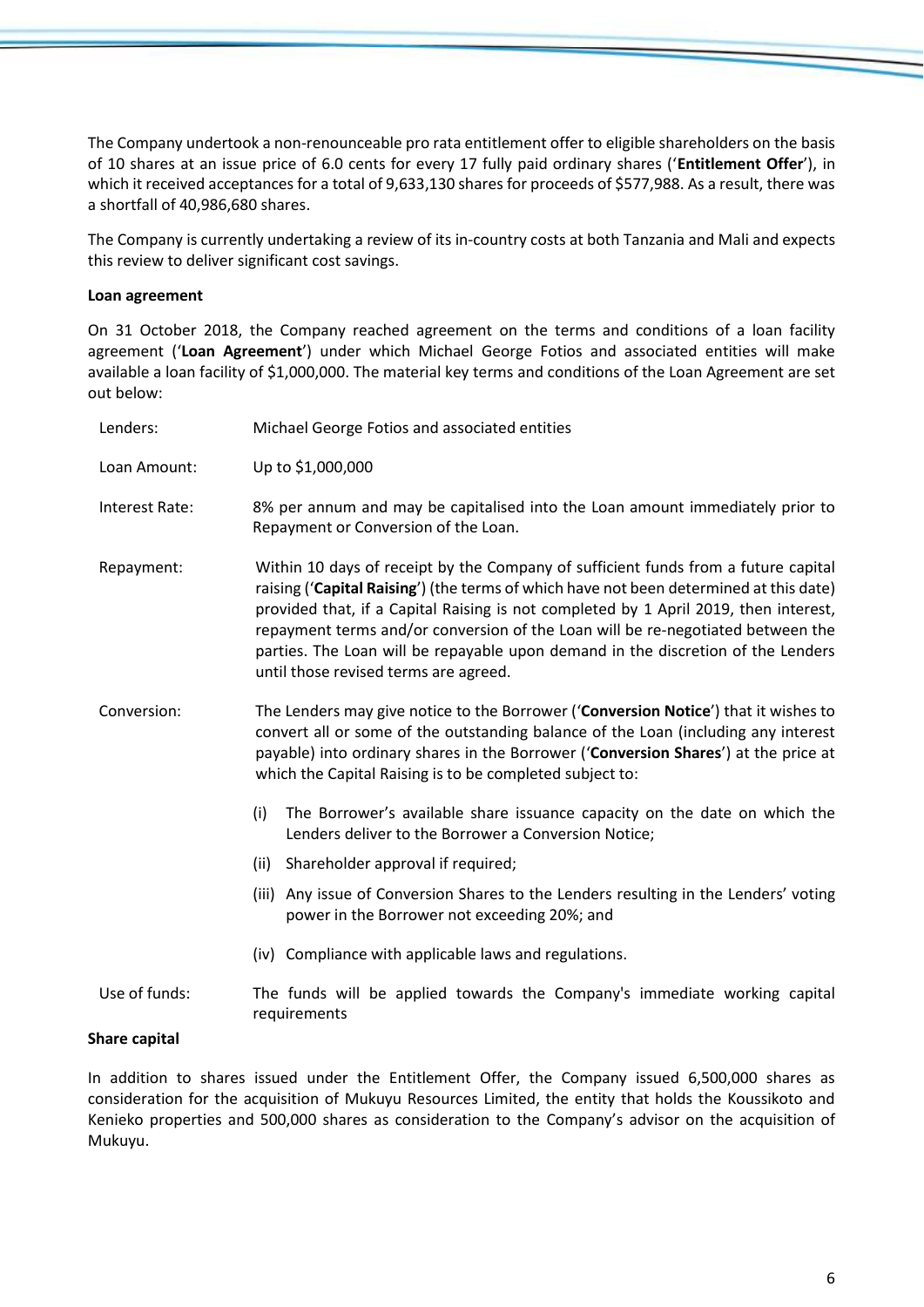The Company undertook a non-renounceable pro rata entitlement offer to eligible shareholders on the basis of 10 shares at an issue price of 6.0 cents for every 17 fully paid ordinary shares ('**Entitlement Offer**'), in which it received acceptances for a total of 9,633,130 shares for proceeds of $577,988. As a result, there was a shortfall of 40,986,680 shares.

The Company is currently undertaking a review of its in-country costs at both Tanzania and Mali and expects this review to deliver significant cost savings.

**Loan agreement**

On 31 October 2018, the Company reached agreement on the terms and conditions of a loan facility agreement ('**Loan Agreement**') under which Michael George Fotios and associated entities will make available a loan facility of $1,000,000. The material key terms and conditions of the Loan Agreement are set out below:

| | |
|---|---|
| Lenders: | Michael George Fotios and associated entities |
| Loan Amount: | Up to $1,000,000 |
| Interest Rate: | 8% per annum and may be capitalised into the Loan amount immediately prior to Repayment or Conversion of the Loan. |
| Repayment: | Within 10 days of receipt by the Company of sufficient funds from a future capital raising ('**Capital Raising**') (the terms of which have not been determined at this date) provided that, if a Capital Raising is not completed by 1 April 2019, then interest, repayment terms and/or conversion of the Loan will be re-negotiated between the parties. The Loan will be repayable upon demand in the discretion of the Lenders until those revised terms are agreed. |
| Conversion: | The Lenders may give notice to the Borrower ('**Conversion Notice**') that it wishes to convert all or some of the outstanding balance of the Loan (including any interest payable) into ordinary shares in the Borrower ('**Conversion Shares**') at the price at which the Capital Raising is to be completed subject to:<br>(i) The Borrower's available share issuance capacity on the date on which the Lenders deliver to the Borrower a Conversion Notice;<br>(ii) Shareholder approval if required;<br>(iii) Any issue of Conversion Shares to the Lenders resulting in the Lenders' voting power in the Borrower not exceeding 20%; and<br>(iv) Compliance with applicable laws and regulations. |
| Use of funds: | The funds will be applied towards the Company's immediate working capital requirements |

**Share capital**

In addition to shares issued under the Entitlement Offer, the Company issued 6,500,000 shares as consideration for the acquisition of Mukuyu Resources Limited, the entity that holds the Koussikoto and Kenieko properties and 500,000 shares as consideration to the Company's advisor on the acquisition of Mukuyu.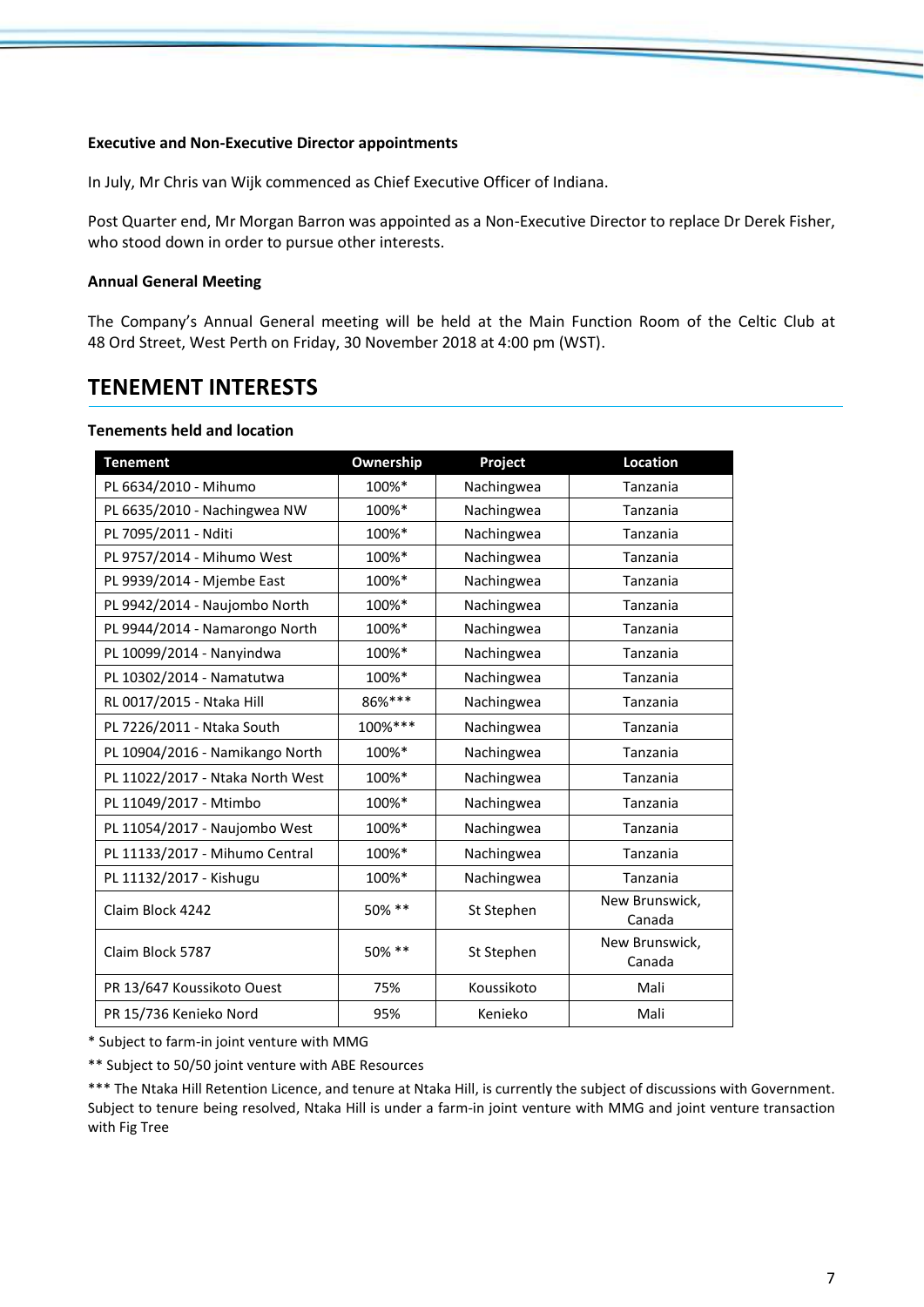**Executive and Non-Executive Director appointments**

In July, Mr Chris van Wijk commenced as Chief Executive Officer of Indiana.

Post Quarter end, Mr Morgan Barron was appointed as a Non-Executive Director to replace Dr Derek Fisher, who stood down in order to pursue other interests.

**Annual General Meeting**

The Company's Annual General meeting will be held at the Main Function Room of the Celtic Club at 48 Ord Street, West Perth on Friday, 30 November 2018 at 4:00 pm (WST).

## TENEMENT INTERESTS

**Tenements held and location**

| Tenement | Ownership | Project | Location |
|---|---|---|---|
| PL 6634/2010 - Mihumo | 100%* | Nachingwea | Tanzania |
| PL 6635/2010 - Nachingwea NW | 100%* | Nachingwea | Tanzania |
| PL 7095/2011 - Nditi | 100%* | Nachingwea | Tanzania |
| PL 9757/2014 - Mihumo West | 100%* | Nachingwea | Tanzania |
| PL 9939/2014 - Mjembe East | 100%* | Nachingwea | Tanzania |
| PL 9942/2014 - Naujombo North | 100%* | Nachingwea | Tanzania |
| PL 9944/2014 - Namarongo North | 100%* | Nachingwea | Tanzania |
| PL 10099/2014 - Nanyindwa | 100%* | Nachingwea | Tanzania |
| PL 10302/2014 - Namatutwa | 100%* | Nachingwea | Tanzania |
| RL 0017/2015 - Ntaka Hill | 86%*** | Nachingwea | Tanzania |
| PL 7226/2011 - Ntaka South | 100%*** | Nachingwea | Tanzania |
| PL 10904/2016 - Namikango North | 100%* | Nachingwea | Tanzania |
| PL 11022/2017 - Ntaka North West | 100%* | Nachingwea | Tanzania |
| PL 11049/2017 - Mtimbo | 100%* | Nachingwea | Tanzania |
| PL 11054/2017 - Naujombo West | 100%* | Nachingwea | Tanzania |
| PL 11133/2017 - Mihumo Central | 100%* | Nachingwea | Tanzania |
| PL 11132/2017 - Kishugu | 100%* | Nachingwea | Tanzania |
| Claim Block 4242 | 50% ** | St Stephen | New Brunswick, Canada |
| Claim Block 5787 | 50% ** | St Stephen | New Brunswick, Canada |
| PR 13/647 Koussikoto Ouest | 75% | Koussikoto | Mali |
| PR 15/736 Kenieko Nord | 95% | Kenieko | Mali |

* Subject to farm-in joint venture with MMG

** Subject to 50/50 joint venture with ABE Resources

*** The Ntaka Hill Retention Licence, and tenure at Ntaka Hill, is currently the subject of discussions with Government. Subject to tenure being resolved, Ntaka Hill is under a farm-in joint venture with MMG and joint venture transaction with Fig Tree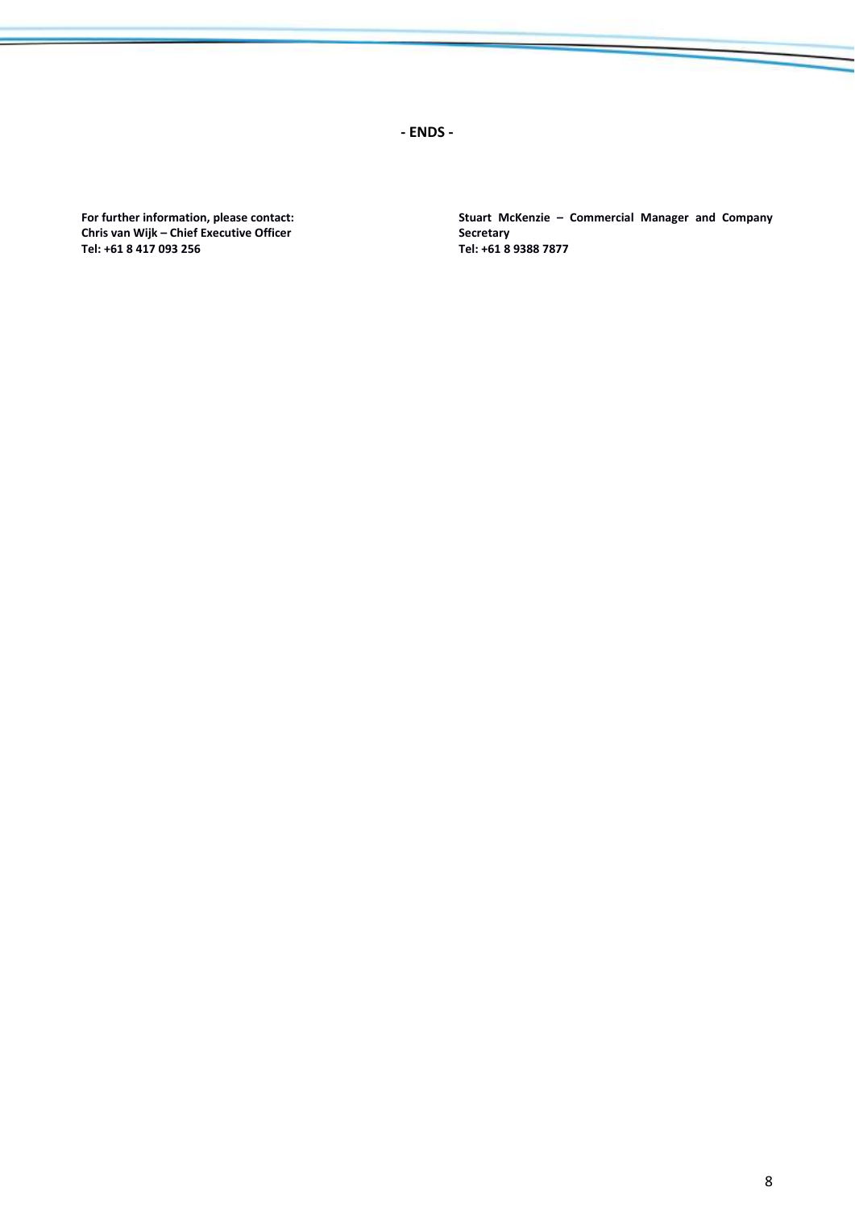**- ENDS -**

**For further information, please contact:**
**Chris van Wijk – Chief Executive Officer**
**Tel: +61 8 417 093 256**

**Stuart McKenzie – Commercial Manager and Company Secretary**
**Tel: +61 8 9388 7877**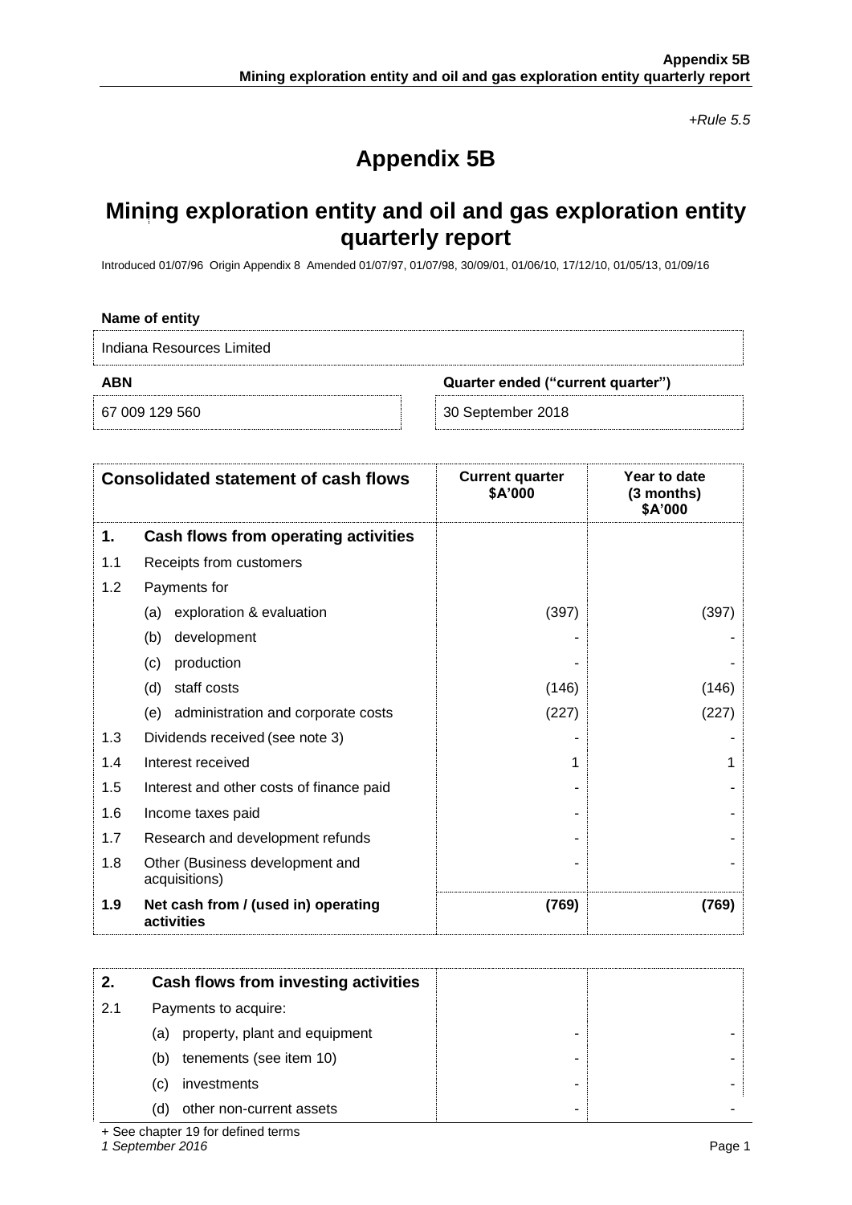*+Rule 5.5*

# Appendix 5B

## Mining exploration entity and oil and gas exploration entity quarterly report

Introduced 01/07/96 Origin Appendix 8 Amended 01/07/97, 01/07/98, 30/09/01, 01/06/10, 17/12/10, 01/05/13, 01/09/16

**Name of entity**

Indiana Resources Limited

| ABN | Quarter ended ("current quarter") |
|---|---|
| 67 009 129 560 | 30 September 2018 |

| Consolidated statement of cash flows | | Current quarter $A'000 | Year to date (3 months) $A'000 |
|---|---|---|---|
| **1.** | **Cash flows from operating activities** | | |
| 1.1 | Receipts from customers | | |
| 1.2 | Payments for | | |
| | (a) exploration & evaluation | (397) | (397) |
| | (b) development | - | - |
| | (c) production | - | - |
| | (d) staff costs | (146) | (146) |
| | (e) administration and corporate costs | (227) | (227) |
| 1.3 | Dividends received (see note 3) | - | - |
| 1.4 | Interest received | 1 | 1 |
| 1.5 | Interest and other costs of finance paid | - | - |
| 1.6 | Income taxes paid | - | - |
| 1.7 | Research and development refunds | - | - |
| 1.8 | Other (Business development and acquisitions) | - | - |
| **1.9** | **Net cash from / (used in) operating activities** | **(769)** | **(769)** |

| | | | |
|---|---|---|---|
| **2.** | **Cash flows from investing activities** | | |
| 2.1 | Payments to acquire: | | |
| | (a) property, plant and equipment | - | - |
| | (b) tenements (see item 10) | - | - |
| | (c) investments | - | - |
| | (d) other non-current assets | - | - |

+ See chapter 19 for defined terms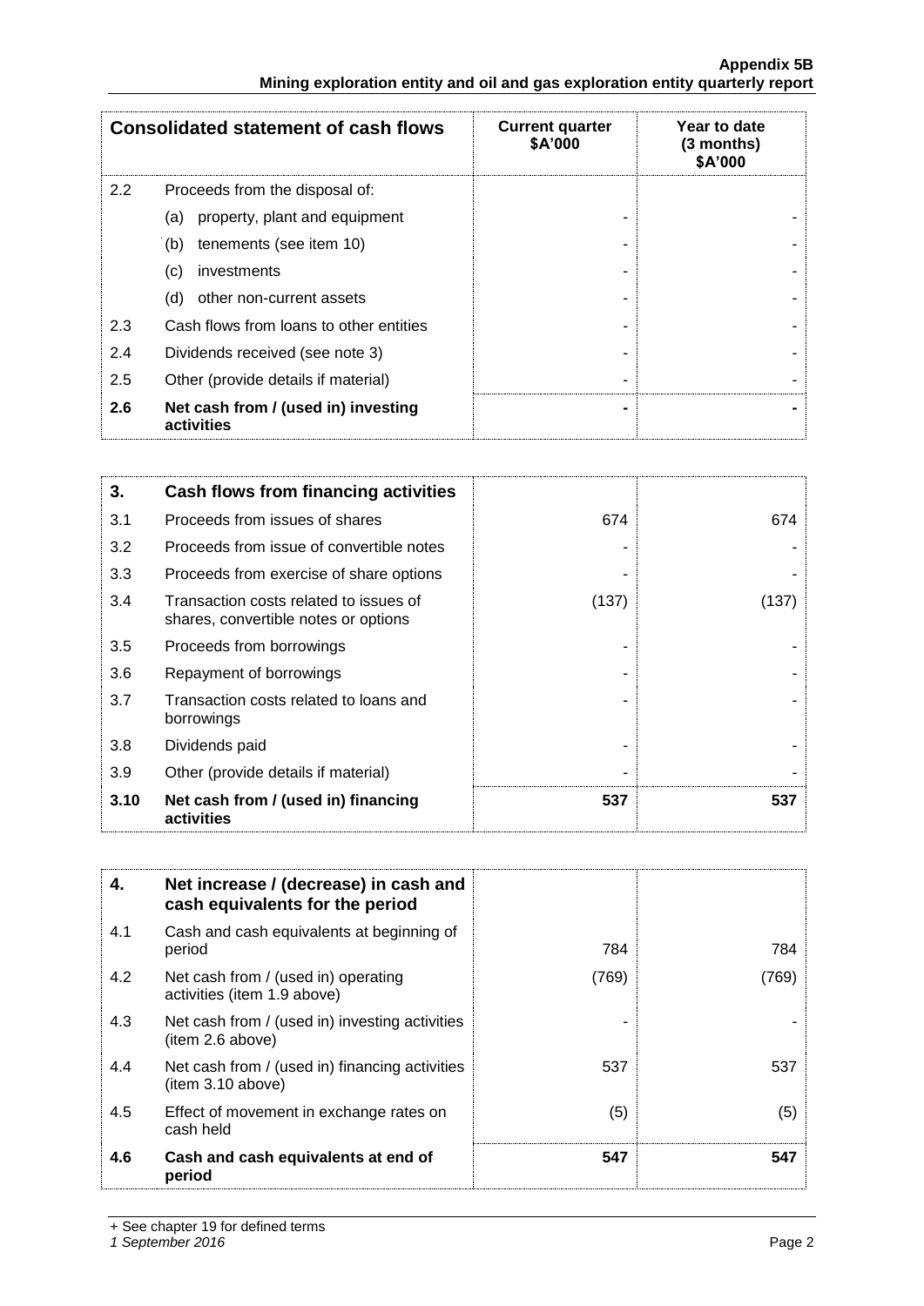| Consolidated statement of cash flows | | Current quarter $A'000 | Year to date (3 months) $A'000 |
|---|---|---|---|
| 2.2 | Proceeds from the disposal of: | | |
| | (a) property, plant and equipment | - | - |
| | (b) tenements (see item 10) | - | - |
| | (c) investments | - | - |
| | (d) other non-current assets | - | - |
| 2.3 | Cash flows from loans to other entities | - | - |
| 2.4 | Dividends received (see note 3) | - | - |
| 2.5 | Other (provide details if material) | - | - |
| **2.6** | **Net cash from / (used in) investing activities** | **-** | **-** |

| 3. | Cash flows from financing activities | | |
|---|---|---|---|
| 3.1 | Proceeds from issues of shares | 674 | 674 |
| 3.2 | Proceeds from issue of convertible notes | - | - |
| 3.3 | Proceeds from exercise of share options | - | - |
| 3.4 | Transaction costs related to issues of shares, convertible notes or options | (137) | (137) |
| 3.5 | Proceeds from borrowings | - | - |
| 3.6 | Repayment of borrowings | - | - |
| 3.7 | Transaction costs related to loans and borrowings | - | - |
| 3.8 | Dividends paid | - | - |
| 3.9 | Other (provide details if material) | - | - |
| **3.10** | **Net cash from / (used in) financing activities** | **537** | **537** |

| 4. | Net increase / (decrease) in cash and cash equivalents for the period | | |
|---|---|---|---|
| 4.1 | Cash and cash equivalents at beginning of period | 784 | 784 |
| 4.2 | Net cash from / (used in) operating activities (item 1.9 above) | (769) | (769) |
| 4.3 | Net cash from / (used in) investing activities (item 2.6 above) | - | - |
| 4.4 | Net cash from / (used in) financing activities (item 3.10 above) | 537 | 537 |
| 4.5 | Effect of movement in exchange rates on cash held | (5) | (5) |
| **4.6** | **Cash and cash equivalents at end of period** | **547** | **547** |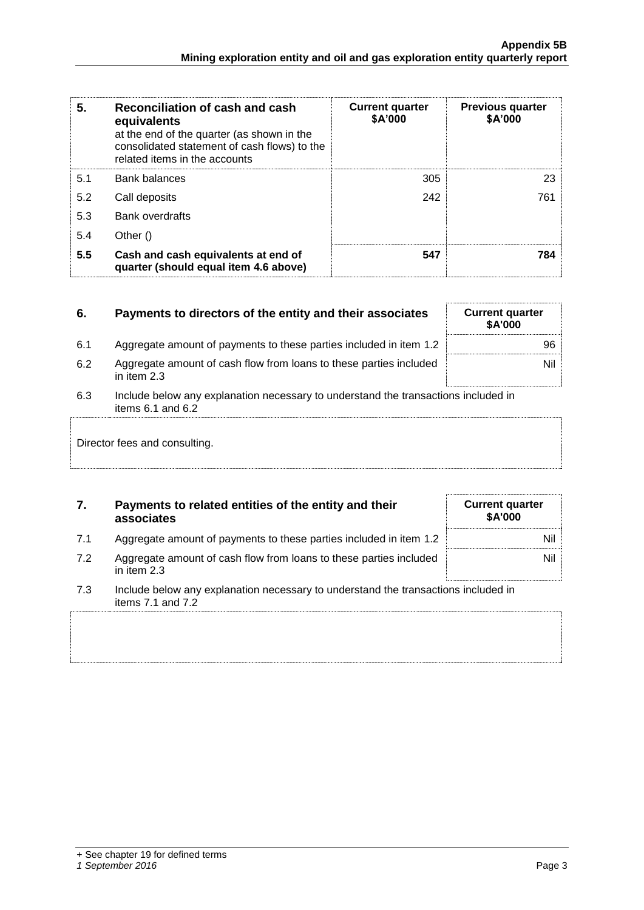| 5. | Reconciliation of cash and cash equivalents at the end of the quarter (as shown in the consolidated statement of cash flows) to the related items in the accounts | Current quarter $A'000 | Previous quarter $A'000 |
|---|---|---|---|
| 5.1 | Bank balances | 305 | 23 |
| 5.2 | Call deposits | 242 | 761 |
| 5.3 | Bank overdrafts | | |
| 5.4 | Other () | | |
| **5.5** | **Cash and cash equivalents at end of quarter (should equal item 4.6 above)** | **547** | **784** |

| 6. | Payments to directors of the entity and their associates | Current quarter $A'000 |
|---|---|---|
| 6.1 | Aggregate amount of payments to these parties included in item 1.2 | 96 |
| 6.2 | Aggregate amount of cash flow from loans to these parties included in item 2.3 | Nil |

6.3 Include below any explanation necessary to understand the transactions included in items 6.1 and 6.2

Director fees and consulting.

| 7. | Payments to related entities of the entity and their associates | Current quarter $A'000 |
|---|---|---|
| 7.1 | Aggregate amount of payments to these parties included in item 1.2 | Nil |
| 7.2 | Aggregate amount of cash flow from loans to these parties included in item 2.3 | Nil |

7.3 Include below any explanation necessary to understand the transactions included in items 7.1 and 7.2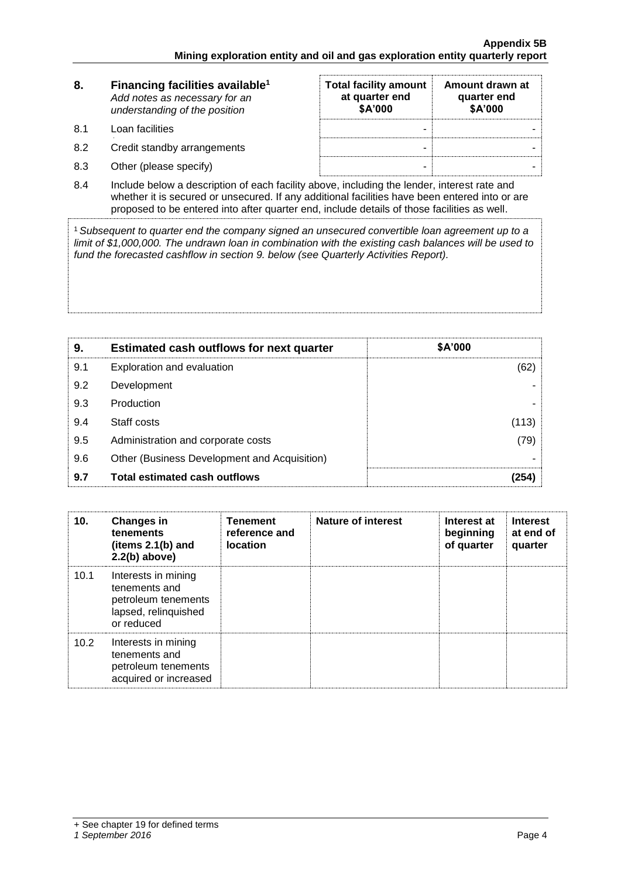| 8. | Financing facilities available[1]<br>*Add notes as necessary for an understanding of the position* | Total facility amount at quarter end<br>$A'000 | Amount drawn at quarter end<br>$A'000 |
|---|---|---|---|
| 8.1 | Loan facilities | - | - |
| 8.2 | Credit standby arrangements | - | - |
| 8.3 | Other (please specify) | - | - |

8.4 Include below a description of each facility above, including the lender, interest rate and whether it is secured or unsecured. If any additional facilities have been entered into or are proposed to be entered into after quarter end, include details of those facilities as well.

[1] *Subsequent to quarter end the company signed an unsecured convertible loan agreement up to a limit of $1,000,000. The undrawn loan in combination with the existing cash balances will be used to fund the forecasted cashflow in section 9. below (see Quarterly Activities Report).*

| 9. | Estimated cash outflows for next quarter | $A'000 |
|---|---|---|
| 9.1 | Exploration and evaluation | (62) |
| 9.2 | Development | - |
| 9.3 | Production | - |
| 9.4 | Staff costs | (113) |
| 9.5 | Administration and corporate costs | (79) |
| 9.6 | Other (Business Development and Acquisition) | - |
| **9.7** | **Total estimated cash outflows** | **(254)** |

| 10. | Changes in tenements (items 2.1(b) and 2.2(b) above) | Tenement reference and location | Nature of interest | Interest at beginning of quarter | Interest at end of quarter |
|---|---|---|---|---|---|
| 10.1 | Interests in mining tenements and petroleum tenements lapsed, relinquished or reduced | | | | |
| 10.2 | Interests in mining tenements and petroleum tenements acquired or increased | | | | |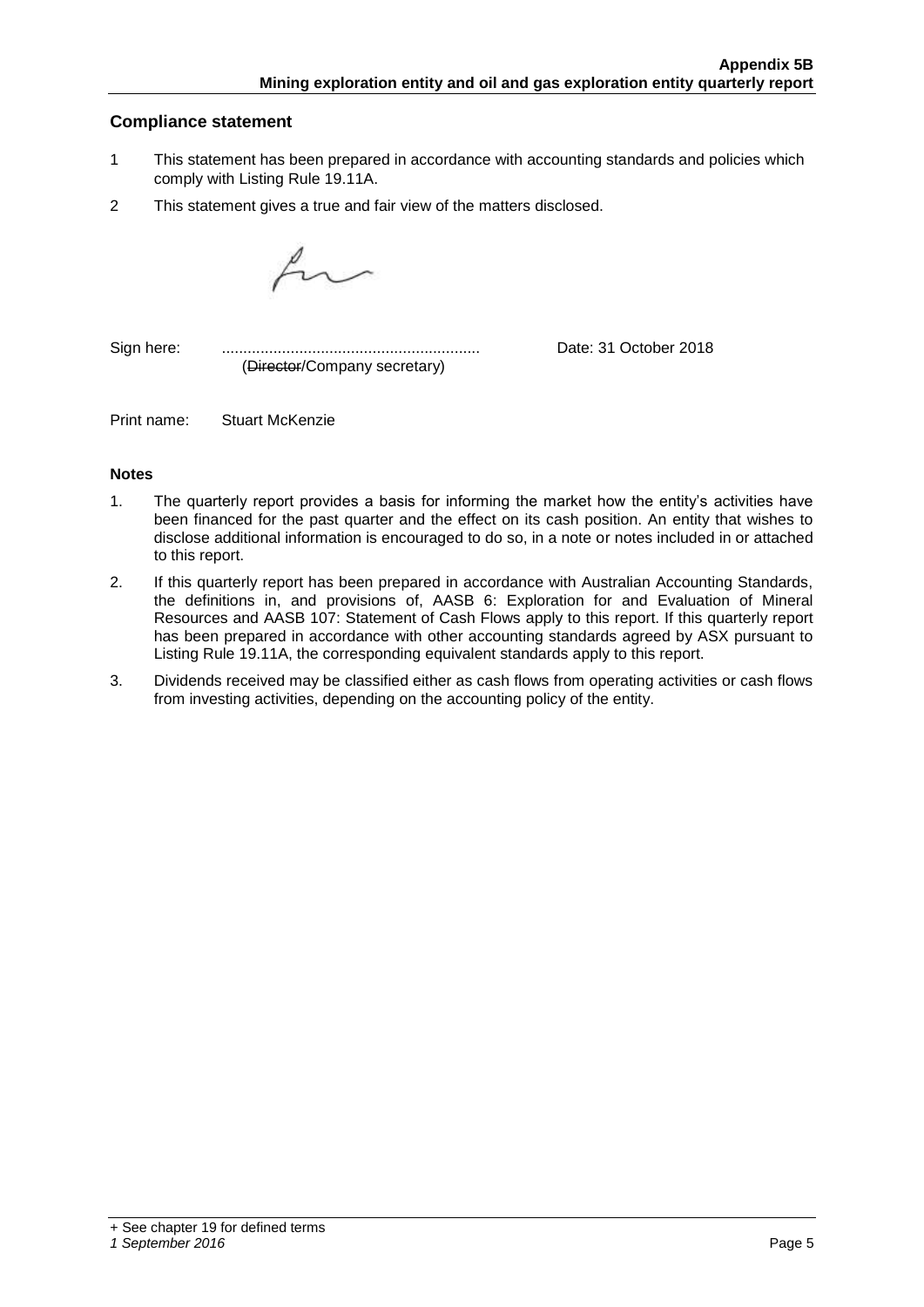## Compliance statement

1. This statement has been prepared in accordance with accounting standards and policies which comply with Listing Rule 19.11A.
2. This statement gives a true and fair view of the matters disclosed.

Sign here: ............................................................ Date: 31 October 2018
(~~Director~~/Company secretary)

Print name: Stuart McKenzie

### Notes

1. The quarterly report provides a basis for informing the market how the entity's activities have been financed for the past quarter and the effect on its cash position. An entity that wishes to disclose additional information is encouraged to do so, in a note or notes included in or attached to this report.
2. If this quarterly report has been prepared in accordance with Australian Accounting Standards, the definitions in, and provisions of, AASB 6: Exploration for and Evaluation of Mineral Resources and AASB 107: Statement of Cash Flows apply to this report. If this quarterly report has been prepared in accordance with other accounting standards agreed by ASX pursuant to Listing Rule 19.11A, the corresponding equivalent standards apply to this report.
3. Dividends received may be classified either as cash flows from operating activities or cash flows from investing activities, depending on the accounting policy of the entity.